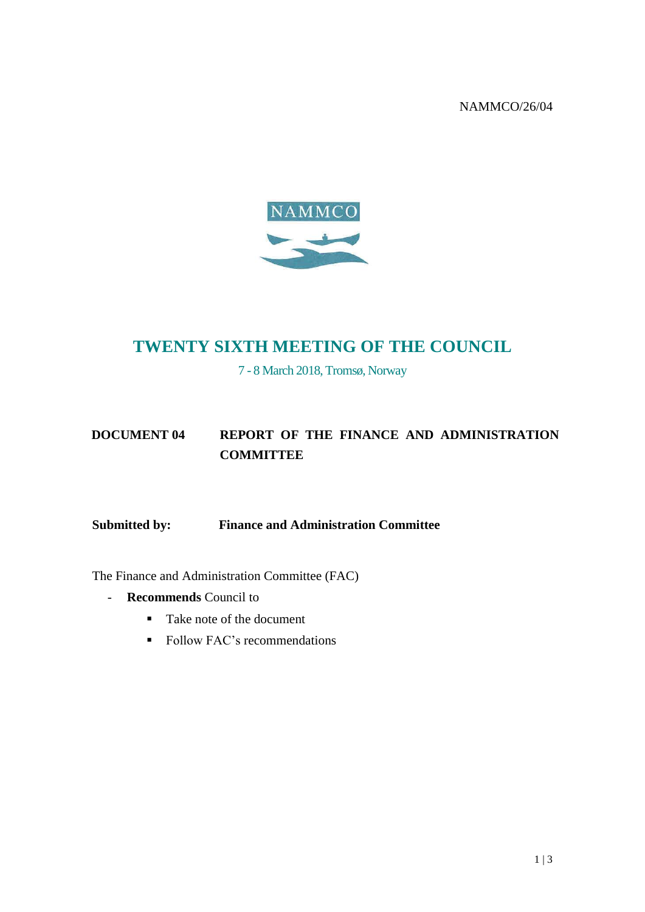NAMMCO/26/04

NAMMCO

# TWENTY SIXTH MEETING OF THE COUNCIL

7 - 8 March 2018, Tromsø, Norway

**DOCUMENT 04 REPORT OF THE FINANCE AND ADMINISTRATION COMMITTEE**

**Submitted by: Finance and Administration Committee**

The Finance and Administration Committee (FAC)

- **Recommends** Council to
  - Take note of the document
  - Follow FAC's recommendations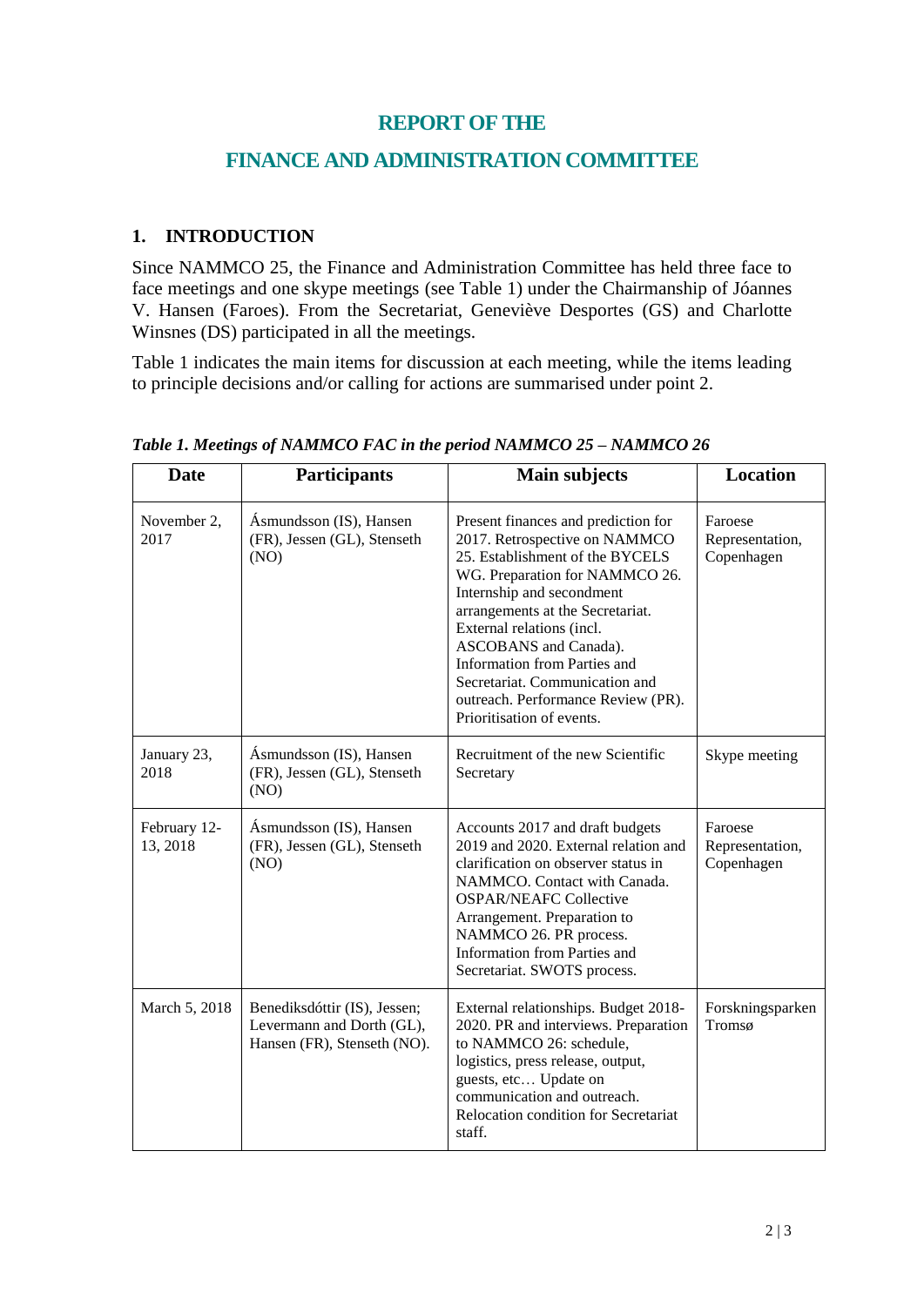# REPORT OF THE

# FINANCE AND ADMINISTRATION COMMITTEE

## 1. INTRODUCTION

Since NAMMCO 25, the Finance and Administration Committee has held three face to face meetings and one skype meetings (see Table 1) under the Chairmanship of Jóannes V. Hansen (Faroes). From the Secretariat, Geneviève Desportes (GS) and Charlotte Winsnes (DS) participated in all the meetings.

Table 1 indicates the main items for discussion at each meeting, while the items leading to principle decisions and/or calling for actions are summarised under point 2.

***Table 1. Meetings of NAMMCO FAC in the period NAMMCO 25 – NAMMCO 26***

| Date | Participants | Main subjects | Location |
|---|---|---|---|
| November 2, 2017 | Ásmundsson (IS), Hansen (FR), Jessen (GL), Stenseth (NO) | Present finances and prediction for 2017. Retrospective on NAMMCO 25. Establishment of the BYCELS WG. Preparation for NAMMCO 26. Internship and secondment arrangements at the Secretariat. External relations (incl. ASCOBANS and Canada). Information from Parties and Secretariat. Communication and outreach. Performance Review (PR). Prioritisation of events. | Faroese Representation, Copenhagen |
| January 23, 2018 | Ásmundsson (IS), Hansen (FR), Jessen (GL), Stenseth (NO) | Recruitment of the new Scientific Secretary | Skype meeting |
| February 12-13, 2018 | Ásmundsson (IS), Hansen (FR), Jessen (GL), Stenseth (NO) | Accounts 2017 and draft budgets 2019 and 2020. External relation and clarification on observer status in NAMMCO. Contact with Canada. OSPAR/NEAFC Collective Arrangement. Preparation to NAMMCO 26. PR process. Information from Parties and Secretariat. SWOTS process. | Faroese Representation, Copenhagen |
| March 5, 2018 | Benediksdóttir (IS), Jessen; Levermann and Dorth (GL), Hansen (FR), Stenseth (NO). | External relationships. Budget 2018-2020. PR and interviews. Preparation to NAMMCO 26: schedule, logistics, press release, output, guests, etc… Update on communication and outreach. Relocation condition for Secretariat staff. | Forskningsparken Tromsø |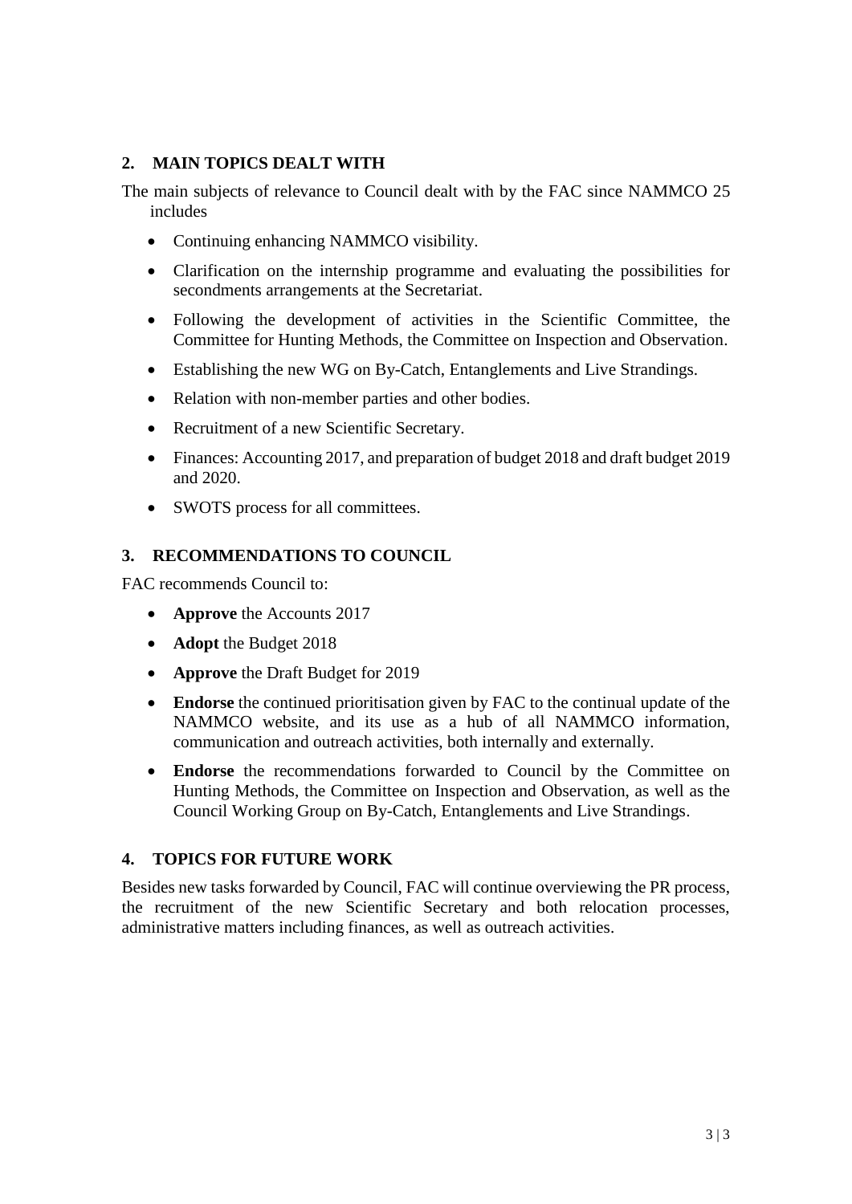## 2. MAIN TOPICS DEALT WITH

The main subjects of relevance to Council dealt with by the FAC since NAMMCO 25 includes

- Continuing enhancing NAMMCO visibility.
- Clarification on the internship programme and evaluating the possibilities for secondments arrangements at the Secretariat.
- Following the development of activities in the Scientific Committee, the Committee for Hunting Methods, the Committee on Inspection and Observation.
- Establishing the new WG on By-Catch, Entanglements and Live Strandings.
- Relation with non-member parties and other bodies.
- Recruitment of a new Scientific Secretary.
- Finances: Accounting 2017, and preparation of budget 2018 and draft budget 2019 and 2020.
- SWOTS process for all committees.

## 3. RECOMMENDATIONS TO COUNCIL

FAC recommends Council to:

- **Approve** the Accounts 2017
- **Adopt** the Budget 2018
- **Approve** the Draft Budget for 2019
- **Endorse** the continued prioritisation given by FAC to the continual update of the NAMMCO website, and its use as a hub of all NAMMCO information, communication and outreach activities, both internally and externally.
- **Endorse** the recommendations forwarded to Council by the Committee on Hunting Methods, the Committee on Inspection and Observation, as well as the Council Working Group on By-Catch, Entanglements and Live Strandings.

## 4. TOPICS FOR FUTURE WORK

Besides new tasks forwarded by Council, FAC will continue overviewing the PR process, the recruitment of the new Scientific Secretary and both relocation processes, administrative matters including finances, as well as outreach activities.